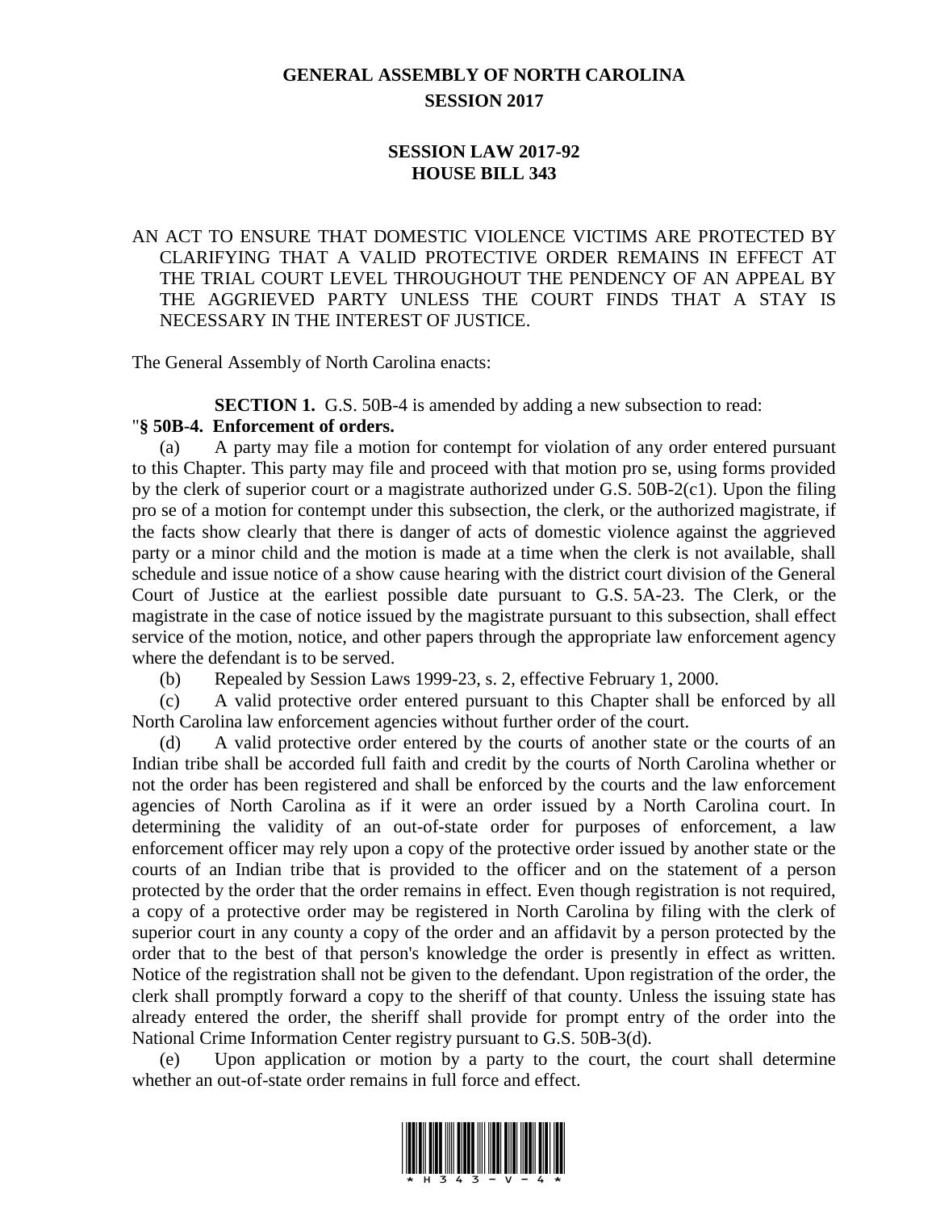# GENERAL ASSEMBLY OF NORTH CAROLINA
## SESSION 2017

## SESSION LAW 2017-92
## HOUSE BILL 343

AN ACT TO ENSURE THAT DOMESTIC VIOLENCE VICTIMS ARE PROTECTED BY CLARIFYING THAT A VALID PROTECTIVE ORDER REMAINS IN EFFECT AT THE TRIAL COURT LEVEL THROUGHOUT THE PENDENCY OF AN APPEAL BY THE AGGRIEVED PARTY UNLESS THE COURT FINDS THAT A STAY IS NECESSARY IN THE INTEREST OF JUSTICE.

The General Assembly of North Carolina enacts:

**SECTION 1.** G.S. 50B-4 is amended by adding a new subsection to read:

"**§ 50B-4. Enforcement of orders.**

(a) A party may file a motion for contempt for violation of any order entered pursuant to this Chapter. This party may file and proceed with that motion pro se, using forms provided by the clerk of superior court or a magistrate authorized under G.S. 50B-2(c1). Upon the filing pro se of a motion for contempt under this subsection, the clerk, or the authorized magistrate, if the facts show clearly that there is danger of acts of domestic violence against the aggrieved party or a minor child and the motion is made at a time when the clerk is not available, shall schedule and issue notice of a show cause hearing with the district court division of the General Court of Justice at the earliest possible date pursuant to G.S. 5A-23. The Clerk, or the magistrate in the case of notice issued by the magistrate pursuant to this subsection, shall effect service of the motion, notice, and other papers through the appropriate law enforcement agency where the defendant is to be served.

(b) Repealed by Session Laws 1999-23, s. 2, effective February 1, 2000.

(c) A valid protective order entered pursuant to this Chapter shall be enforced by all North Carolina law enforcement agencies without further order of the court.

(d) A valid protective order entered by the courts of another state or the courts of an Indian tribe shall be accorded full faith and credit by the courts of North Carolina whether or not the order has been registered and shall be enforced by the courts and the law enforcement agencies of North Carolina as if it were an order issued by a North Carolina court. In determining the validity of an out-of-state order for purposes of enforcement, a law enforcement officer may rely upon a copy of the protective order issued by another state or the courts of an Indian tribe that is provided to the officer and on the statement of a person protected by the order that the order remains in effect. Even though registration is not required, a copy of a protective order may be registered in North Carolina by filing with the clerk of superior court in any county a copy of the order and an affidavit by a person protected by the order that to the best of that person's knowledge the order is presently in effect as written. Notice of the registration shall not be given to the defendant. Upon registration of the order, the clerk shall promptly forward a copy to the sheriff of that county. Unless the issuing state has already entered the order, the sheriff shall provide for prompt entry of the order into the National Crime Information Center registry pursuant to G.S. 50B-3(d).

(e) Upon application or motion by a party to the court, the court shall determine whether an out-of-state order remains in full force and effect.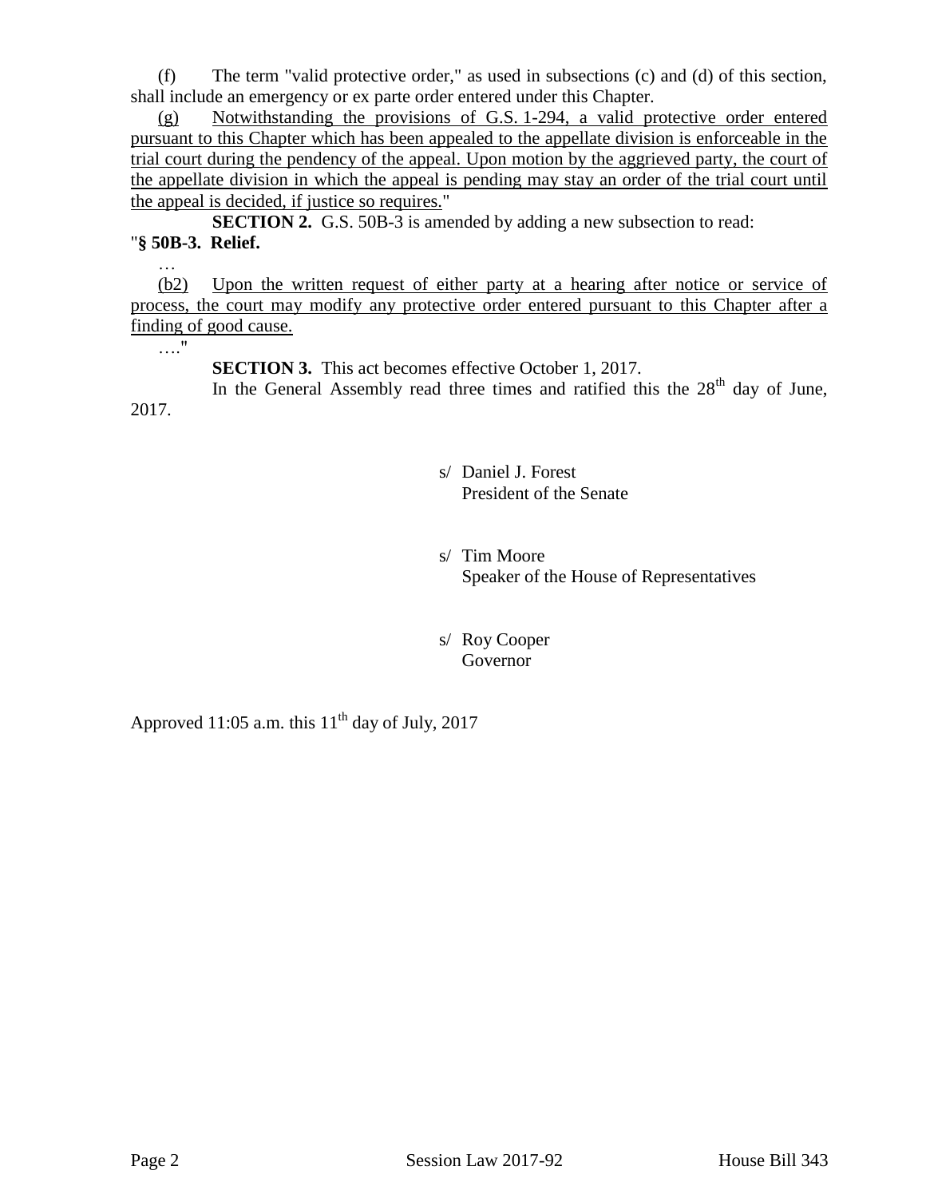(f) The term "valid protective order," as used in subsections (c) and (d) of this section, shall include an emergency or ex parte order entered under this Chapter.

(g) Notwithstanding the provisions of G.S. 1-294, a valid protective order entered pursuant to this Chapter which has been appealed to the appellate division is enforceable in the trial court during the pendency of the appeal. Upon motion by the aggrieved party, the court of the appellate division in which the appeal is pending may stay an order of the trial court until the appeal is decided, if justice so requires."

**SECTION 2.** G.S. 50B-3 is amended by adding a new subsection to read:

"**§ 50B-3. Relief.**

…

(b2) Upon the written request of either party at a hearing after notice or service of process, the court may modify any protective order entered pursuant to this Chapter after a finding of good cause.

…."

**SECTION 3.** This act becomes effective October 1, 2017.

In the General Assembly read three times and ratified this the 28th day of June, 2017.

s/ Daniel J. Forest
President of the Senate

s/ Tim Moore
Speaker of the House of Representatives

s/ Roy Cooper
Governor

Approved 11:05 a.m. this 11th day of July, 2017